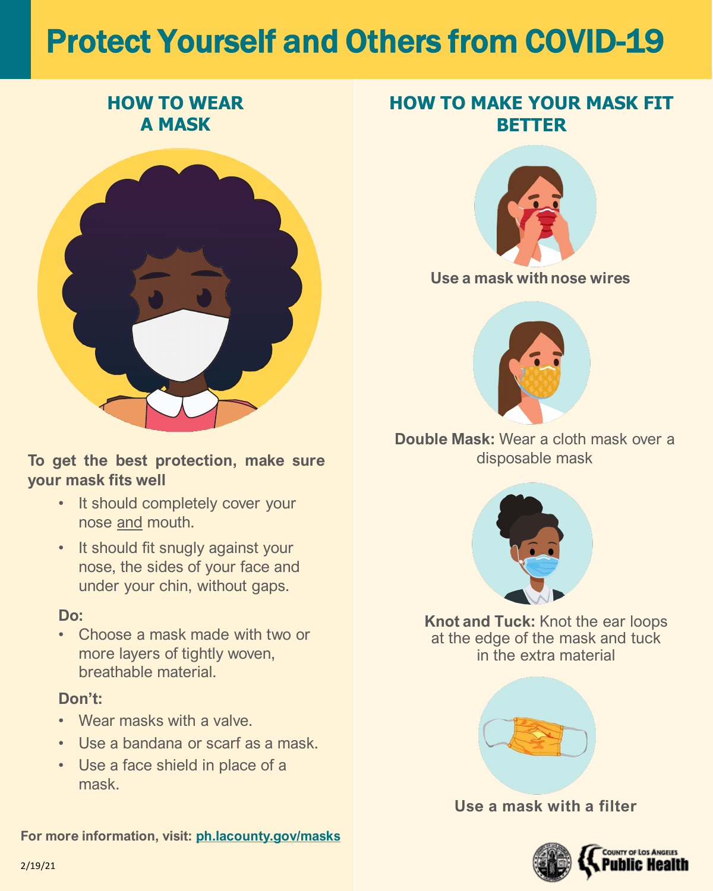# Protect Yourself and Others from COVID-19

## HOW TO WEAR A MASK

**To get the best protection, make sure your mask fits well**

- It should completely cover your nose and mouth.
- It should fit snugly against your nose, the sides of your face and under your chin, without gaps.

**Do:**

- Choose a mask made with two or more layers of tightly woven, breathable material.

**Don't:**

- Wear masks with a valve.
- Use a bandana or scarf as a mask.
- Use a face shield in place of a mask.

**For more information, visit: ph.lacounty.gov/masks**

2/19/21

## HOW TO MAKE YOUR MASK FIT BETTER

**Use a mask with nose wires**

**Double Mask:** Wear a cloth mask over a disposable mask

**Knot and Tuck:** Knot the ear loops at the edge of the mask and tuck in the extra material

**Use a mask with a filter**

County of Los Angeles Public Health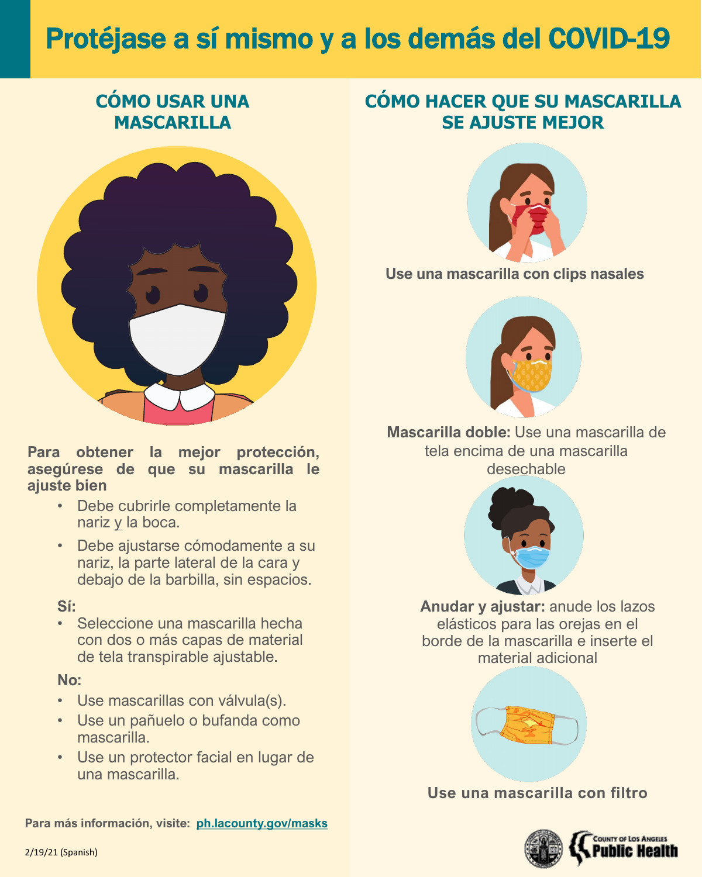# Protéjase a sí mismo y a los demás del COVID-19

## CÓMO USAR UNA MASCARILLA

**Para obtener la mejor protección, asegúrese de que su mascarilla le ajuste bien**

- Debe cubrirle completamente la nariz y la boca.
- Debe ajustarse cómodamente a su nariz, la parte lateral de la cara y debajo de la barbilla, sin espacios.

**Sí:**

- Seleccione una mascarilla hecha con dos o más capas de material de tela transpirable ajustable.

**No:**

- Use mascarillas con válvula(s).
- Use un pañuelo o bufanda como mascarilla.
- Use un protector facial en lugar de una mascarilla.

**Para más información, visite: ph.lacounty.gov/masks**

## CÓMO HACER QUE SU MASCARILLA SE AJUSTE MEJOR

**Use una mascarilla con clips nasales**

**Mascarilla doble:** Use una mascarilla de tela encima de una mascarilla desechable

**Anudar y ajustar:** anude los lazos elásticos para las orejas en el borde de la mascarilla e inserte el material adicional

**Use una mascarilla con filtro**

2/19/21 (Spanish)

County of Los Angeles Public Health